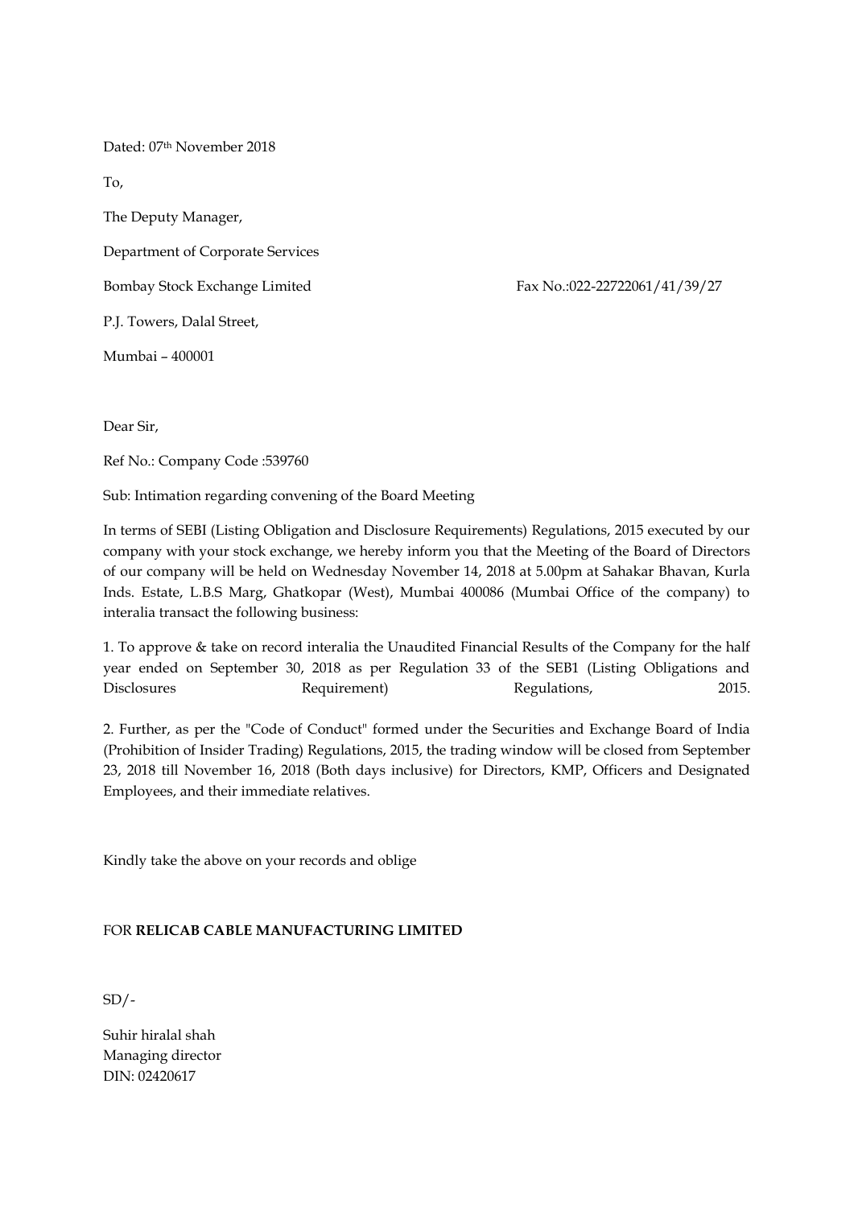Dated: 07th November 2018

To,

The Deputy Manager,

Department of Corporate Services

Bombay Stock Exchange Limited                                                   Fax No.:022-22722061/41/39/27

P.J. Towers, Dalal Street,

Mumbai – 400001

Dear Sir,

Ref No.: Company Code :539760

Sub: Intimation regarding convening of the Board Meeting

In terms of SEBI (Listing Obligation and Disclosure Requirements) Regulations, 2015 executed by our company with your stock exchange, we hereby inform you that the Meeting of the Board of Directors of our company will be held on Wednesday November 14, 2018 at 5.00pm at Sahakar Bhavan, Kurla Inds. Estate, L.B.S Marg, Ghatkopar (West), Mumbai 400086 (Mumbai Office of the company) to interalia transact the following business:

1. To approve & take on record interalia the Unaudited Financial Results of the Company for the half year ended on September 30, 2018 as per Regulation 33 of the SEB1 (Listing Obligations and Disclosures Requirement) Regulations, 2015.

2. Further, as per the "Code of Conduct" formed under the Securities and Exchange Board of India (Prohibition of Insider Trading) Regulations, 2015, the trading window will be closed from September 23, 2018 till November 16, 2018 (Both days inclusive) for Directors, KMP, Officers and Designated Employees, and their immediate relatives.

Kindly take the above on your records and oblige

FOR **RELICAB CABLE MANUFACTURING LIMITED**

SD/-

Suhir hiralal shah
Managing director
DIN: 02420617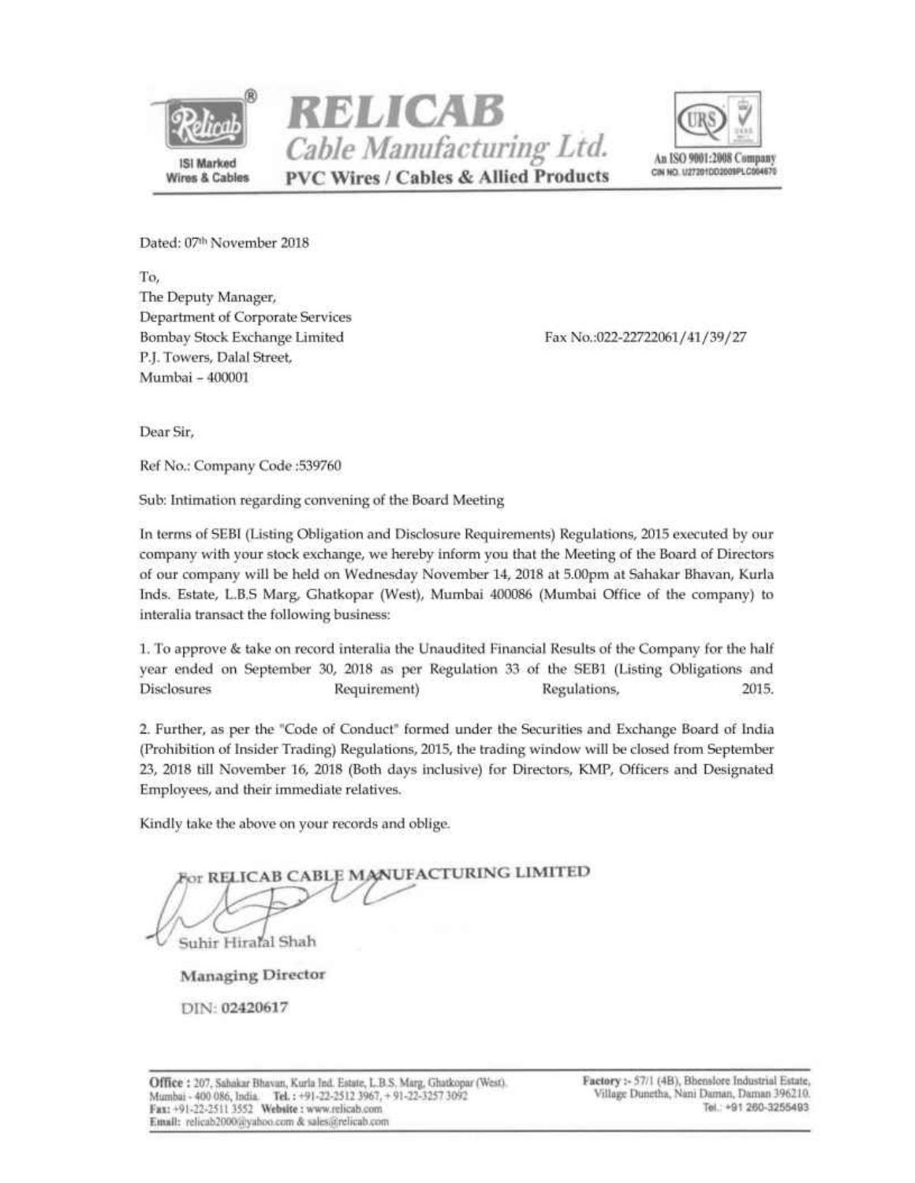**RELICAB**

*Cable Manufacturing Ltd.*

**PVC Wires / Cables & Allied Products**

ISI Marked Wires & Cables

An ISO 9001:2008 Company

CIN NO. U27201DD2009PLC004670

Dated: 07th November 2018

To,
The Deputy Manager,
Department of Corporate Services
Bombay Stock Exchange Limited
P.J. Towers, Dalal Street,
Mumbai – 400001

Fax No.:022-22722061/41/39/27

Dear Sir,

Ref No.: Company Code :539760

Sub: Intimation regarding convening of the Board Meeting

In terms of SEBI (Listing Obligation and Disclosure Requirements) Regulations, 2015 executed by our company with your stock exchange, we hereby inform you that the Meeting of the Board of Directors of our company will be held on Wednesday November 14, 2018 at 5.00pm at Sahakar Bhavan, Kurla Inds. Estate, L.B.S Marg, Ghatkopar (West), Mumbai 400086 (Mumbai Office of the company) to interalia transact the following business:

1. To approve & take on record interalia the Unaudited Financial Results of the Company for the half year ended on September 30, 2018 as per Regulation 33 of the SEBI (Listing Obligations and Disclosures Requirement) Regulations, 2015.

2. Further, as per the "Code of Conduct" formed under the Securities and Exchange Board of India (Prohibition of Insider Trading) Regulations, 2015, the trading window will be closed from September 23, 2018 till November 16, 2018 (Both days inclusive) for Directors, KMP, Officers and Designated Employees, and their immediate relatives.

Kindly take the above on your records and oblige.

For RELICAB CABLE MANUFACTURING LIMITED

Suhir Hiralal Shah

**Managing Director**

DIN: 02420617

**Office :** 207, Sahakar Bhavan, Kurla Ind. Estate, L.B.S. Marg, Ghatkopar (West), Mumbai - 400 086, India. **Tel. :** +91-22-2512 3967, + 91-22-3257 3092
**Fax:** +91-22-2511 3552 **Website :** www.relicab.com
**Email:** relicab2000@yahoo.com & sales@relicab.com

**Factory :-** 57/1 (4B), Bhenslore Industrial Estate, Village Dunetha, Nani Daman, Daman 396210.
Tel.: +91 260-3255493